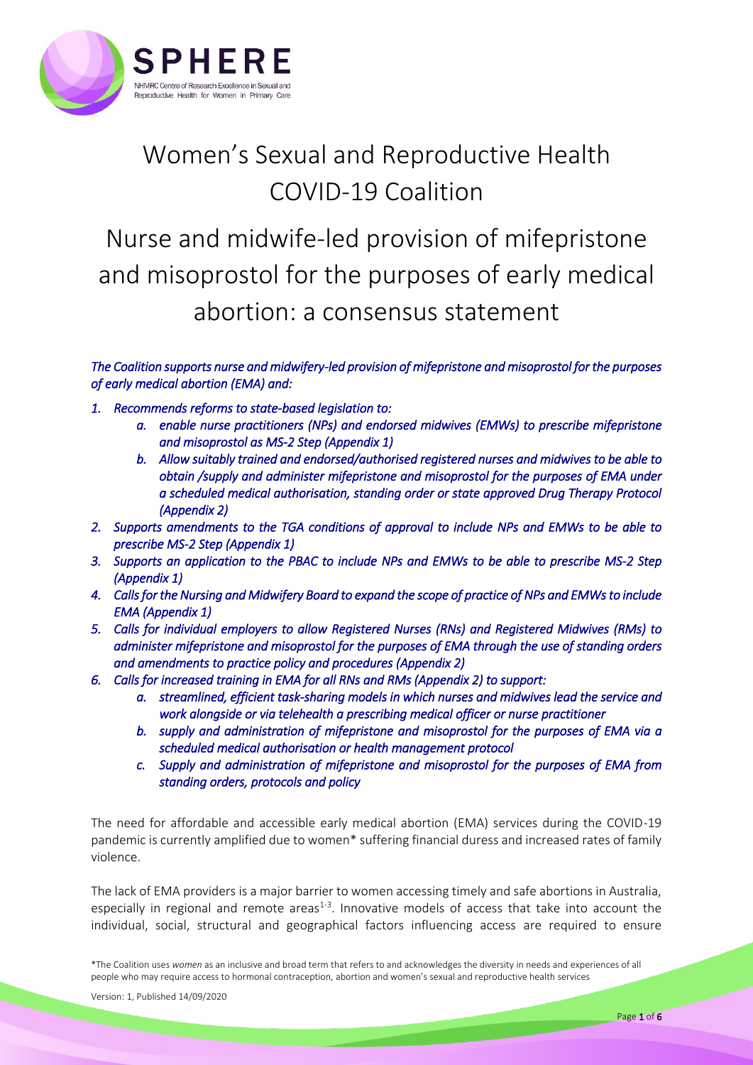# Women's Sexual and Reproductive Health COVID-19 Coalition

## Nurse and midwife-led provision of mifepristone and misoprostol for the purposes of early medical abortion: a consensus statement

*The Coalition supports nurse and midwifery-led provision of mifepristone and misoprostol for the purposes of early medical abortion (EMA) and:*

1. *Recommends reforms to state-based legislation to:*
   a. *enable nurse practitioners (NPs) and endorsed midwives (EMWs) to prescribe mifepristone and misoprostol as MS-2 Step (Appendix 1)*
   b. *Allow suitably trained and endorsed/authorised registered nurses and midwives to be able to obtain /supply and administer mifepristone and misoprostol for the purposes of EMA under a scheduled medical authorisation, standing order or state approved Drug Therapy Protocol (Appendix 2)*
2. *Supports amendments to the TGA conditions of approval to include NPs and EMWs to be able to prescribe MS-2 Step (Appendix 1)*
3. *Supports an application to the PBAC to include NPs and EMWs to be able to prescribe MS-2 Step (Appendix 1)*
4. *Calls for the Nursing and Midwifery Board to expand the scope of practice of NPs and EMWs to include EMA (Appendix 1)*
5. *Calls for individual employers to allow Registered Nurses (RNs) and Registered Midwives (RMs) to administer mifepristone and misoprostol for the purposes of EMA through the use of standing orders and amendments to practice policy and procedures (Appendix 2)*
6. *Calls for increased training in EMA for all RNs and RMs (Appendix 2) to support:*
   a. *streamlined, efficient task-sharing models in which nurses and midwives lead the service and work alongside or via telehealth a prescribing medical officer or nurse practitioner*
   b. *supply and administration of mifepristone and misoprostol for the purposes of EMA via a scheduled medical authorisation or health management protocol*
   c. *Supply and administration of mifepristone and misoprostol for the purposes of EMA from standing orders, protocols and policy*

The need for affordable and accessible early medical abortion (EMA) services during the COVID-19 pandemic is currently amplified due to women* suffering financial duress and increased rates of family violence.

The lack of EMA providers is a major barrier to women accessing timely and safe abortions in Australia, especially in regional and remote areas[1-3]. Innovative models of access that take into account the individual, social, structural and geographical factors influencing access are required to ensure

*The Coalition uses *women* as an inclusive and broad term that refers to and acknowledges the diversity in needs and experiences of all people who may require access to hormonal contraception, abortion and women's sexual and reproductive health services

Version: 1, Published 14/09/2020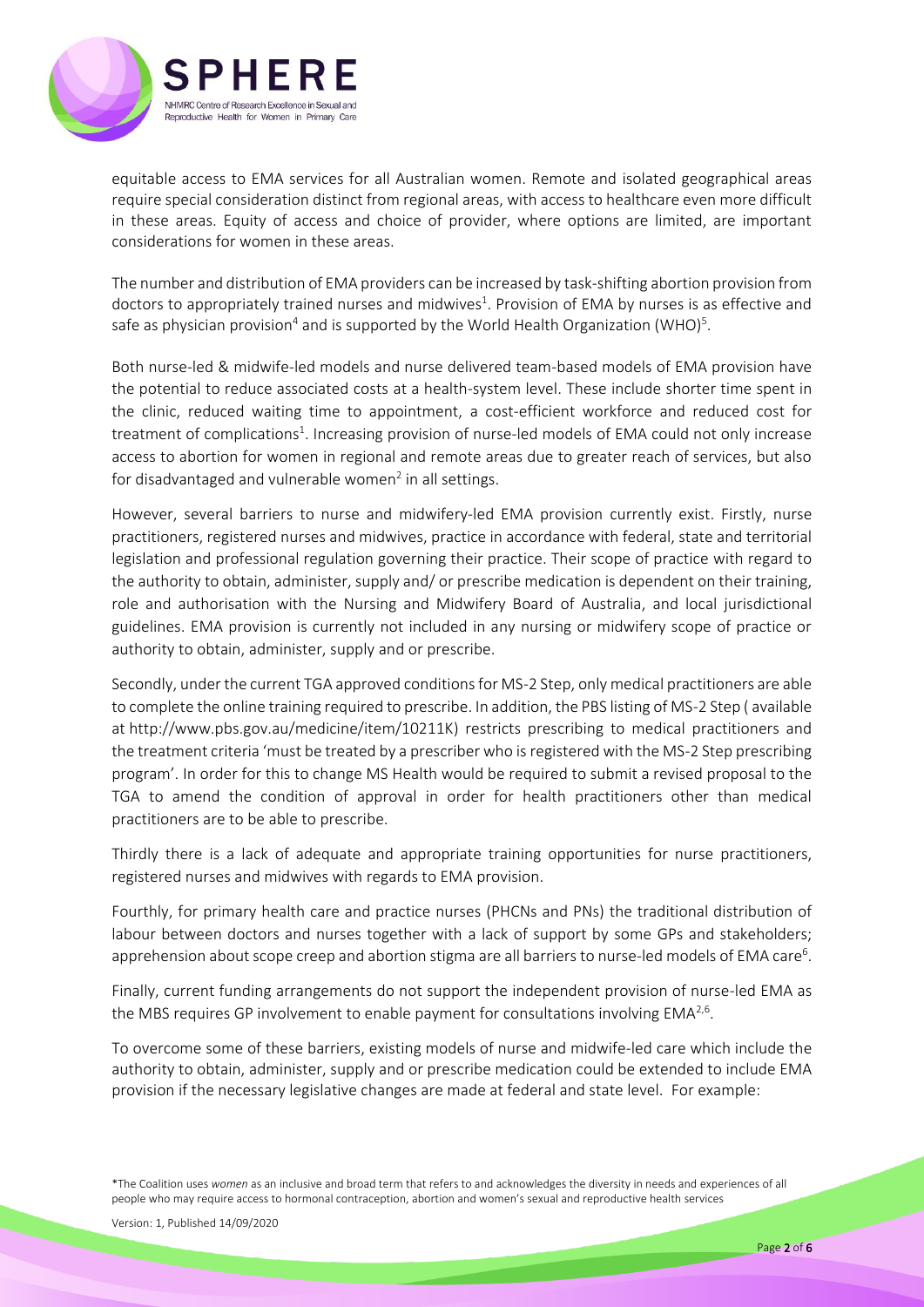equitable access to EMA services for all Australian women. Remote and isolated geographical areas require special consideration distinct from regional areas, with access to healthcare even more difficult in these areas. Equity of access and choice of provider, where options are limited, are important considerations for women in these areas.

The number and distribution of EMA providers can be increased by task-shifting abortion provision from doctors to appropriately trained nurses and midwives[1]. Provision of EMA by nurses is as effective and safe as physician provision[4] and is supported by the World Health Organization (WHO)[5].

Both nurse-led & midwife-led models and nurse delivered team-based models of EMA provision have the potential to reduce associated costs at a health-system level. These include shorter time spent in the clinic, reduced waiting time to appointment, a cost-efficient workforce and reduced cost for treatment of complications[1]. Increasing provision of nurse-led models of EMA could not only increase access to abortion for women in regional and remote areas due to greater reach of services, but also for disadvantaged and vulnerable women[2] in all settings.

However, several barriers to nurse and midwifery-led EMA provision currently exist. Firstly, nurse practitioners, registered nurses and midwives, practice in accordance with federal, state and territorial legislation and professional regulation governing their practice. Their scope of practice with regard to the authority to obtain, administer, supply and/ or prescribe medication is dependent on their training, role and authorisation with the Nursing and Midwifery Board of Australia, and local jurisdictional guidelines. EMA provision is currently not included in any nursing or midwifery scope of practice or authority to obtain, administer, supply and or prescribe.

Secondly, under the current TGA approved conditions for MS-2 Step, only medical practitioners are able to complete the online training required to prescribe. In addition, the PBS listing of MS-2 Step ( available at http://www.pbs.gov.au/medicine/item/10211K) restricts prescribing to medical practitioners and the treatment criteria 'must be treated by a prescriber who is registered with the MS-2 Step prescribing program'. In order for this to change MS Health would be required to submit a revised proposal to the TGA to amend the condition of approval in order for health practitioners other than medical practitioners are to be able to prescribe.

Thirdly there is a lack of adequate and appropriate training opportunities for nurse practitioners, registered nurses and midwives with regards to EMA provision.

Fourthly, for primary health care and practice nurses (PHCNs and PNs) the traditional distribution of labour between doctors and nurses together with a lack of support by some GPs and stakeholders; apprehension about scope creep and abortion stigma are all barriers to nurse-led models of EMA care[6].

Finally, current funding arrangements do not support the independent provision of nurse-led EMA as the MBS requires GP involvement to enable payment for consultations involving EMA[2,6].

To overcome some of these barriers, existing models of nurse and midwife-led care which include the authority to obtain, administer, supply and or prescribe medication could be extended to include EMA provision if the necessary legislative changes are made at federal and state level. For example:

*The Coalition uses *women* as an inclusive and broad term that refers to and acknowledges the diversity in needs and experiences of all people who may require access to hormonal contraception, abortion and women's sexual and reproductive health services

Version: 1, Published 14/09/2020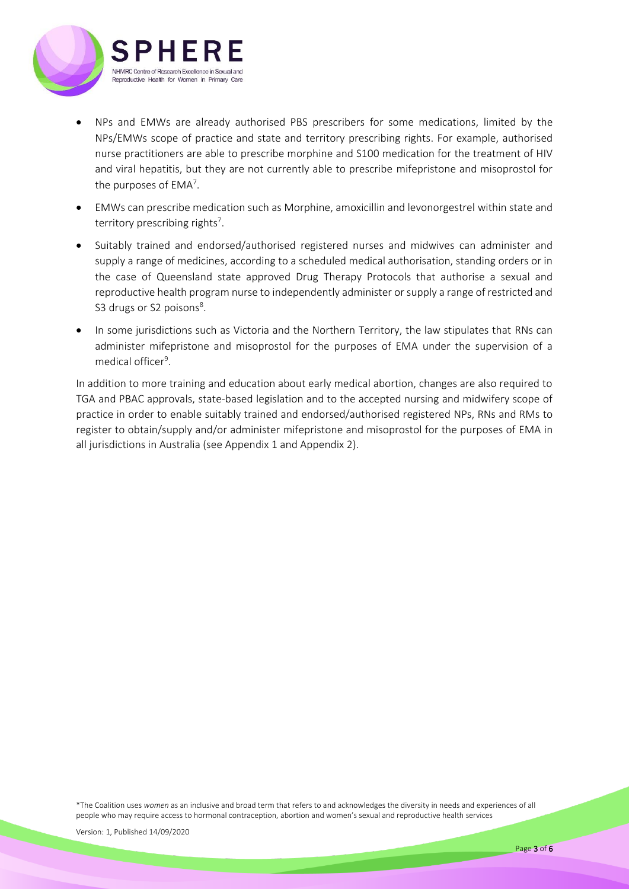- NPs and EMWs are already authorised PBS prescribers for some medications, limited by the NPs/EMWs scope of practice and state and territory prescribing rights. For example, authorised nurse practitioners are able to prescribe morphine and S100 medication for the treatment of HIV and viral hepatitis, but they are not currently able to prescribe mifepristone and misoprostol for the purposes of EMA[7].
- EMWs can prescribe medication such as Morphine, amoxicillin and levonorgestrel within state and territory prescribing rights[7].
- Suitably trained and endorsed/authorised registered nurses and midwives can administer and supply a range of medicines, according to a scheduled medical authorisation, standing orders or in the case of Queensland state approved Drug Therapy Protocols that authorise a sexual and reproductive health program nurse to independently administer or supply a range of restricted and S3 drugs or S2 poisons[8].
- In some jurisdictions such as Victoria and the Northern Territory, the law stipulates that RNs can administer mifepristone and misoprostol for the purposes of EMA under the supervision of a medical officer[9].

In addition to more training and education about early medical abortion, changes are also required to TGA and PBAC approvals, state-based legislation and to the accepted nursing and midwifery scope of practice in order to enable suitably trained and endorsed/authorised registered NPs, RNs and RMs to register to obtain/supply and/or administer mifepristone and misoprostol for the purposes of EMA in all jurisdictions in Australia (see Appendix 1 and Appendix 2).

*The Coalition uses *women* as an inclusive and broad term that refers to and acknowledges the diversity in needs and experiences of all people who may require access to hormonal contraception, abortion and women's sexual and reproductive health services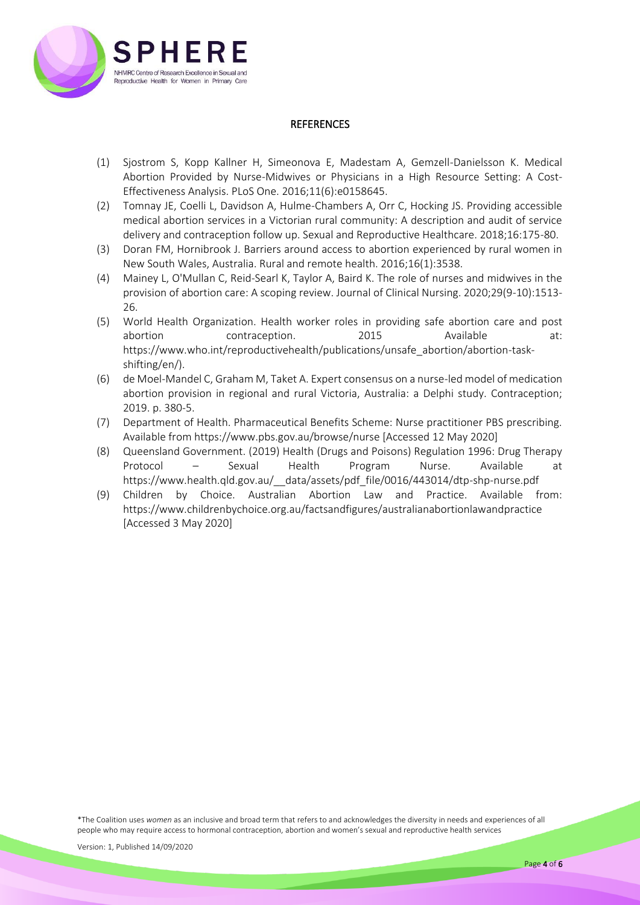## REFERENCES

(1) Sjostrom S, Kopp Kallner H, Simeonova E, Madestam A, Gemzell-Danielsson K. Medical Abortion Provided by Nurse-Midwives or Physicians in a High Resource Setting: A Cost-Effectiveness Analysis. PLoS One. 2016;11(6):e0158645.

(2) Tomnay JE, Coelli L, Davidson A, Hulme-Chambers A, Orr C, Hocking JS. Providing accessible medical abortion services in a Victorian rural community: A description and audit of service delivery and contraception follow up. Sexual and Reproductive Healthcare. 2018;16:175-80.

(3) Doran FM, Hornibrook J. Barriers around access to abortion experienced by rural women in New South Wales, Australia. Rural and remote health. 2016;16(1):3538.

(4) Mainey L, O'Mullan C, Reid-Searl K, Taylor A, Baird K. The role of nurses and midwives in the provision of abortion care: A scoping review. Journal of Clinical Nursing. 2020;29(9-10):1513-26.

(5) World Health Organization. Health worker roles in providing safe abortion care and post abortion contraception. 2015 Available at: https://www.who.int/reproductivehealth/publications/unsafe_abortion/abortion-task-shifting/en/).

(6) de Moel-Mandel C, Graham M, Taket A. Expert consensus on a nurse-led model of medication abortion provision in regional and rural Victoria, Australia: a Delphi study. Contraception; 2019. p. 380-5.

(7) Department of Health. Pharmaceutical Benefits Scheme: Nurse practitioner PBS prescribing. Available from https://www.pbs.gov.au/browse/nurse [Accessed 12 May 2020]

(8) Queensland Government. (2019) Health (Drugs and Poisons) Regulation 1996: Drug Therapy Protocol – Sexual Health Program Nurse. Available at https://www.health.qld.gov.au/__data/assets/pdf_file/0016/443014/dtp-shp-nurse.pdf

(9) Children by Choice. Australian Abortion Law and Practice. Available from: https://www.childrenbychoice.org.au/factsandfigures/australianabortionlawandpractice [Accessed 3 May 2020]

*The Coalition uses *women* as an inclusive and broad term that refers to and acknowledges the diversity in needs and experiences of all people who may require access to hormonal contraception, abortion and women's sexual and reproductive health services

Version: 1, Published 14/09/2020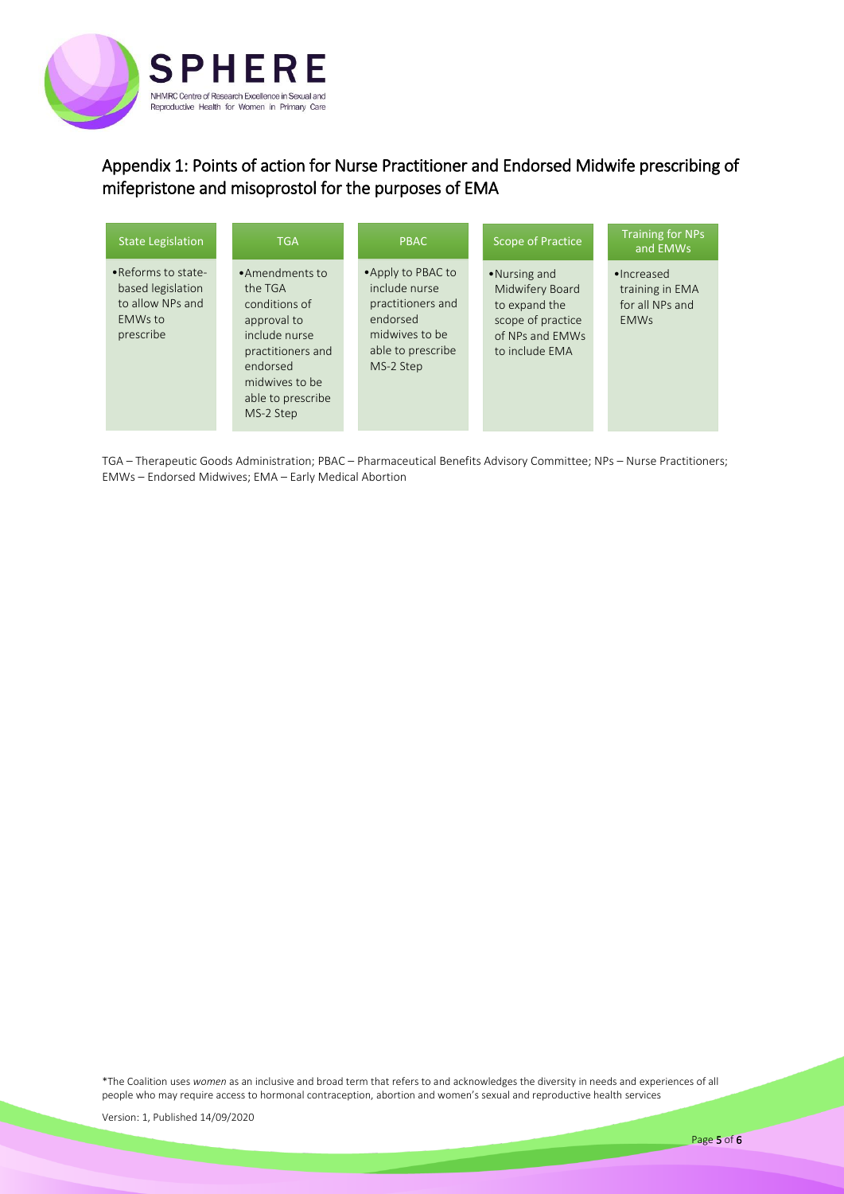## Appendix 1: Points of action for Nurse Practitioner and Endorsed Midwife prescribing of mifepristone and misoprostol for the purposes of EMA

| State Legislation | TGA | PBAC | Scope of Practice | Training for NPs and EMWs |
|---|---|---|---|---|
| • Reforms to state-based legislation to allow NPs and EMWs to prescribe | • Amendments to the TGA conditions of approval to include nurse practitioners and endorsed midwives to be able to prescribe MS-2 Step | • Apply to PBAC to include nurse practitioners and endorsed midwives to be able to prescribe MS-2 Step | • Nursing and Midwifery Board to expand the scope of practice of NPs and EMWs to include EMA | • Increased training in EMA for all NPs and EMWs |

TGA – Therapeutic Goods Administration; PBAC – Pharmaceutical Benefits Advisory Committee; NPs – Nurse Practitioners; EMWs – Endorsed Midwives; EMA – Early Medical Abortion

*The Coalition uses *women* as an inclusive and broad term that refers to and acknowledges the diversity in needs and experiences of all people who may require access to hormonal contraception, abortion and women's sexual and reproductive health services

Version: 1, Published 14/09/2020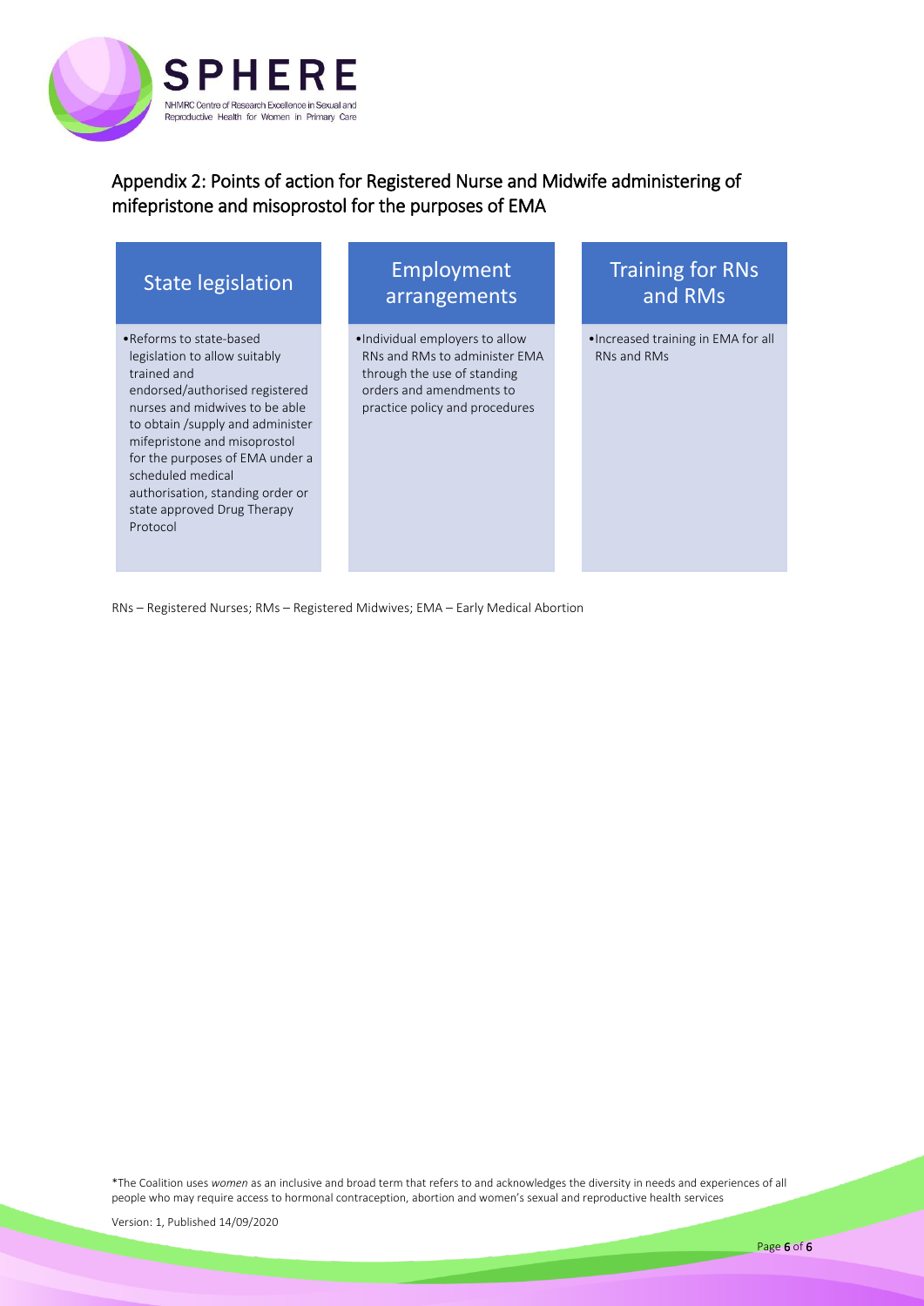## Appendix 2: Points of action for Registered Nurse and Midwife administering of mifepristone and misoprostol for the purposes of EMA

### State legislation

- Reforms to state-based legislation to allow suitably trained and endorsed/authorised registered nurses and midwives to be able to obtain /supply and administer mifepristone and misoprostol for the purposes of EMA under a scheduled medical authorisation, standing order or state approved Drug Therapy Protocol

### Employment arrangements

- Individual employers to allow RNs and RMs to administer EMA through the use of standing orders and amendments to practice policy and procedures

### Training for RNs and RMs

- Increased training in EMA for all RNs and RMs

RNs – Registered Nurses; RMs – Registered Midwives; EMA – Early Medical Abortion

*The Coalition uses *women* as an inclusive and broad term that refers to and acknowledges the diversity in needs and experiences of all people who may require access to hormonal contraception, abortion and women's sexual and reproductive health services

Version: 1, Published 14/09/2020